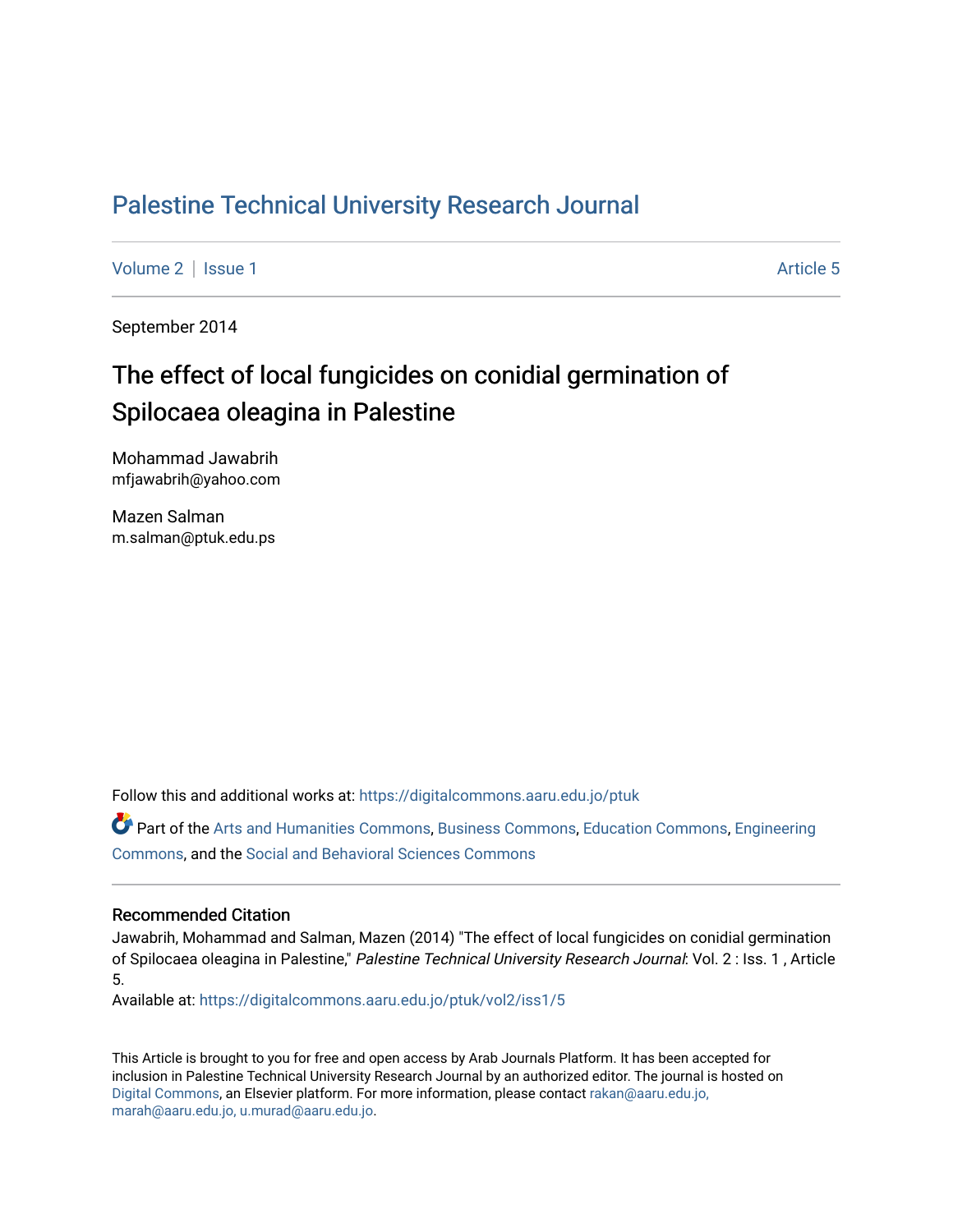# Palestine Technical University Research Journal

Volume 2 | Issue 1 Article 5

September 2014

## The effect of local fungicides on conidial germination of Spilocaea oleagina in Palestine

Mohammad Jawabrih
mfjawabrih@yahoo.com

Mazen Salman
m.salman@ptuk.edu.ps

Follow this and additional works at: https://digitalcommons.aaru.edu.jo/ptuk

Part of the Arts and Humanities Commons, Business Commons, Education Commons, Engineering Commons, and the Social and Behavioral Sciences Commons

### Recommended Citation

Jawabrih, Mohammad and Salman, Mazen (2014) "The effect of local fungicides on conidial germination of Spilocaea oleagina in Palestine," *Palestine Technical University Research Journal*: Vol. 2 : Iss. 1 , Article 5.
Available at: https://digitalcommons.aaru.edu.jo/ptuk/vol2/iss1/5

This Article is brought to you for free and open access by Arab Journals Platform. It has been accepted for inclusion in Palestine Technical University Research Journal by an authorized editor. The journal is hosted on Digital Commons, an Elsevier platform. For more information, please contact rakan@aaru.edu.jo, marah@aaru.edu.jo, u.murad@aaru.edu.jo.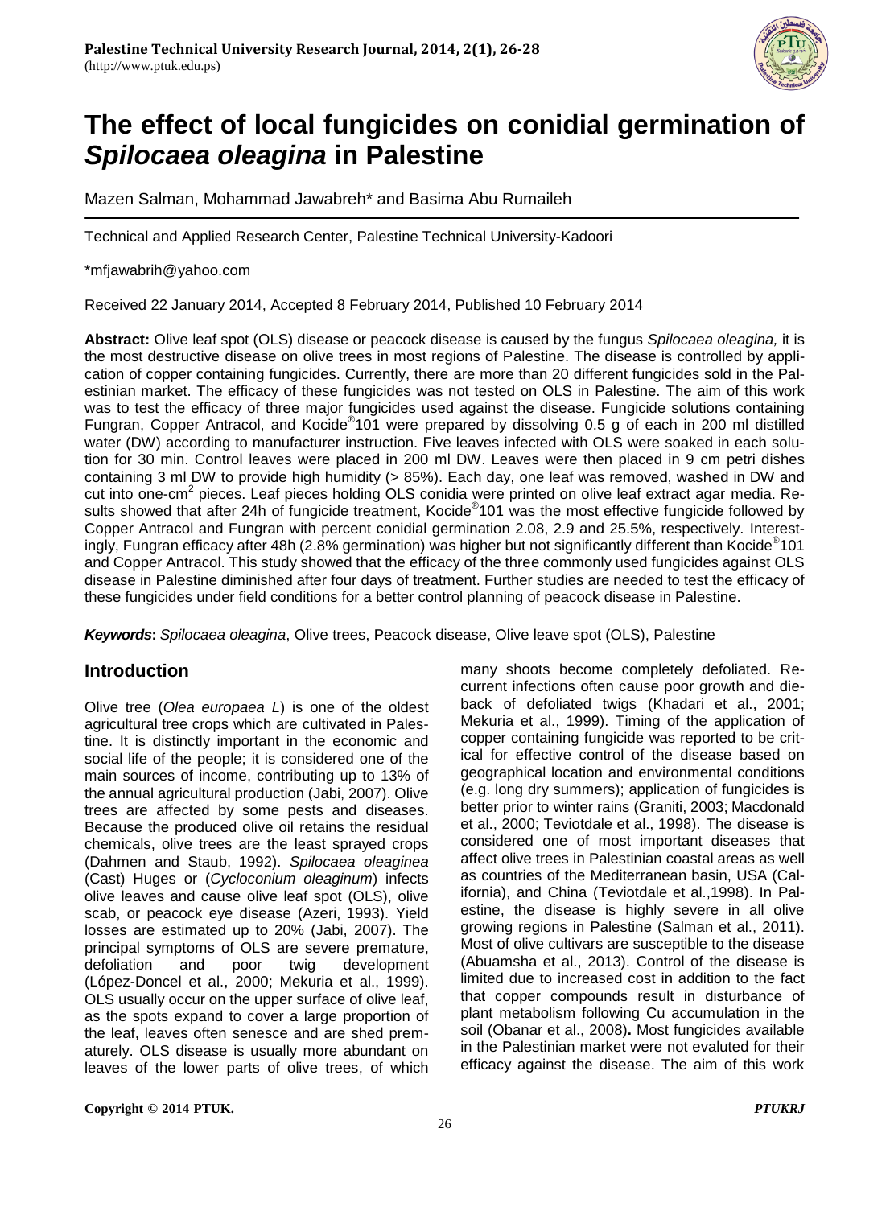# The effect of local fungicides on conidial germination of *Spilocaea oleagina* in Palestine

Mazen Salman, Mohammad Jawabreh* and Basima Abu Rumaileh

Technical and Applied Research Center, Palestine Technical University-Kadoori

*mfjawabrih@yahoo.com

Received 22 January 2014, Accepted 8 February 2014, Published 10 February 2014

**Abstract:** Olive leaf spot (OLS) disease or peacock disease is caused by the fungus *Spilocaea oleagina,* it is the most destructive disease on olive trees in most regions of Palestine. The disease is controlled by application of copper containing fungicides. Currently, there are more than 20 different fungicides sold in the Palestinian market. The efficacy of these fungicides was not tested on OLS in Palestine. The aim of this work was to test the efficacy of three major fungicides used against the disease. Fungicide solutions containing Fungran, Copper Antracol, and Kocide®101 were prepared by dissolving 0.5 g of each in 200 ml distilled water (DW) according to manufacturer instruction. Five leaves infected with OLS were soaked in each solution for 30 min. Control leaves were placed in 200 ml DW. Leaves were then placed in 9 cm petri dishes containing 3 ml DW to provide high humidity (> 85%). Each day, one leaf was removed, washed in DW and cut into one-cm$^2$ pieces. Leaf pieces holding OLS conidia were printed on olive leaf extract agar media. Results showed that after 24h of fungicide treatment, Kocide®101 was the most effective fungicide followed by Copper Antracol and Fungran with percent conidial germination 2.08, 2.9 and 25.5%, respectively. Interestingly, Fungran efficacy after 48h (2.8% germination) was higher but not significantly different than Kocide®101 and Copper Antracol. This study showed that the efficacy of the three commonly used fungicides against OLS disease in Palestine diminished after four days of treatment. Further studies are needed to test the efficacy of these fungicides under field conditions for a better control planning of peacock disease in Palestine.

***Keywords*:** *Spilocaea oleagina*, Olive trees, Peacock disease, Olive leave spot (OLS), Palestine

## Introduction

Olive tree (*Olea europaea L*) is one of the oldest agricultural tree crops which are cultivated in Palestine. It is distinctly important in the economic and social life of the people; it is considered one of the main sources of income, contributing up to 13% of the annual agricultural production (Jabi, 2007). Olive trees are affected by some pests and diseases. Because the produced olive oil retains the residual chemicals, olive trees are the least sprayed crops (Dahmen and Staub, 1992). *Spilocaea oleaginea* (Cast) Huges or (*Cycloconium oleaginum*) infects olive leaves and cause olive leaf spot (OLS), olive scab, or peacock eye disease (Azeri, 1993). Yield losses are estimated up to 20% (Jabi, 2007). The principal symptoms of OLS are severe premature, defoliation and poor twig development (López-Doncel et al., 2000; Mekuria et al., 1999). OLS usually occur on the upper surface of olive leaf, as the spots expand to cover a large proportion of the leaf, leaves often senesce and are shed prematurely. OLS disease is usually more abundant on leaves of the lower parts of olive trees, of which many shoots become completely defoliated. Recurrent infections often cause poor growth and dieback of defoliated twigs (Khadari et al., 2001; Mekuria et al., 1999). Timing of the application of copper containing fungicide was reported to be critical for effective control of the disease based on geographical location and environmental conditions (e.g. long dry summers); application of fungicides is better prior to winter rains (Graniti, 2003; Macdonald et al., 2000; Teviotdale et al., 1998). The disease is considered one of most important diseases that affect olive trees in Palestinian coastal areas as well as countries of the Mediterranean basin, USA (California), and China (Teviotdale et al.,1998). In Palestine, the disease is highly severe in all olive growing regions in Palestine (Salman et al., 2011). Most of olive cultivars are susceptible to the disease (Abuamsha et al., 2013). Control of the disease is limited due to increased cost in addition to the fact that copper compounds result in disturbance of plant metabolism following Cu accumulation in the soil (Obanar et al., 2008)**.** Most fungicides available in the Palestinian market were not evaluted for their efficacy against the disease. The aim of this work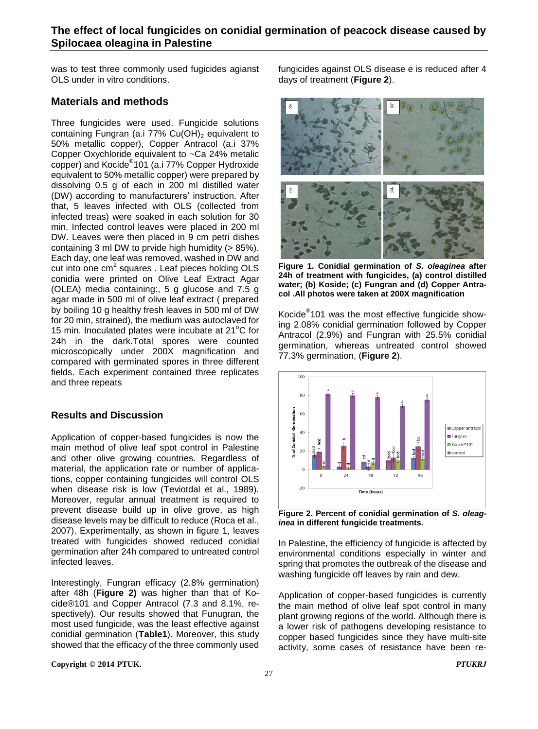was to test three commonly used fugicides agianst OLS under in vitro conditions.

## Materials and methods

Three fungicides were used. Fungicide solutions containing Fungran (a.i 77% $Cu(OH)_2$ equivalent to 50% metallic copper), Copper Antracol (a.i 37% Copper Oxychloride equivalent to ~Ca 24% metalic copper) and Kocide®101 (a.i 77% Copper Hydroxide equivalent to 50% metallic copper) were prepared by dissolving 0.5 g of each in 200 ml distilled water (DW) according to manufacturers' instruction. After that, 5 leaves infected with OLS (collected from infected treas) were soaked in each solution for 30 min. Infected control leaves were placed in 200 ml DW. Leaves were then placed in 9 cm petri dishes containing 3 ml DW to prvide high humidity (> 85%). Each day, one leaf was removed, washed in DW and cut into one $cm^2$ squares . Leaf pieces holding OLS conidia were printed on Olive Leaf Extract Agar (OLEA) media containing:, 5 g glucose and 7.5 g agar made in 500 ml of olive leaf extract ( prepared by boiling 10 g healthy fresh leaves in 500 ml of DW for 20 min, strained), the medium was autoclaved for 15 min. Inoculated plates were incubate at 21°C for 24h in the dark.Total spores were counted microscopically under 200X magnification and compared with germinated spores in three different fields. Each experiment contained three replicates and three repeats

### Results and Discussion

Application of copper-based fungicides is now the main method of olive leaf spot control in Palestine and other olive growing countries. Regardless of material, the application rate or number of applications, copper containing fungicides will control OLS when disease risk is low (Teviotdal et al., 1989). Moreover, regular annual treatment is required to prevent disease build up in olive grove, as high disease levels may be difficult to reduce (Roca et al., 2007). Experimentally, as shown in figure 1, leaves treated with fungicides showed reduced conidial germination after 24h compared to untreated control infected leaves.

Interestingly, Fungran efficacy (2.8% germination) after 48h (**Figure 2)** was higher than that of Kocide®101 and Copper Antracol (7.3 and 8.1%, respectively). Our results showed that Funugran, the most used fungicide, was the least effective against conidial germination (**Table1**). Moreover, this study showed that the efficacy of the three commonly used fungicides against OLS disease e is reduced after 4 days of treatment (**Figure 2**).

**Figure 1. Conidial germination of *S. oleaginea* after 24h of treatment with fungicides, (a) control distilled water; (b) Koside; (c) Fungran and (d) Copper Antracol .All photos were taken at 200X magnification**

Kocide®101 was the most effective fungicide showing 2.08% conidial germination followed by Copper Antracol (2.9%) and Fungran with 25.5% conidial germination, whereas untreated control showed 77.3% germination, (**Figure 2**).

**Figure 2. Percent of conidial germination of *S. oleaginea* in different fungicide treatments.**

In Palestine, the efficiency of fungicide is affected by environmental conditions especially in winter and spring that promotes the outbreak of the disease and washing fungicide off leaves by rain and dew.

Application of copper-based fungicides is currently the main method of olive leaf spot control in many plant growing regions of the world. Although there is a lower risk of pathogens developing resistance to copper based fungicides since they have multi-site activity, some cases of resistance have been re-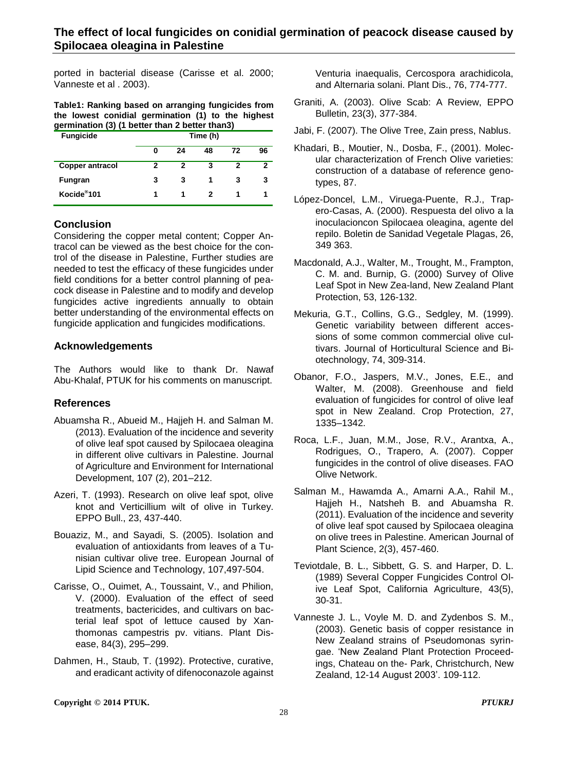ported in bacterial disease (Carisse et al. 2000; Vanneste et al . 2003).

**Table1: Ranking based on arranging fungicides from the lowest conidial germination (1) to the highest germination (3) (1 better than 2 better than3)**

| Fungicide | Time (h) | | | | |
|---|---|---|---|---|---|
| | 0 | 24 | 48 | 72 | 96 |
| **Copper antracol** | 2 | 2 | 3 | 2 | 2 |
| **Fungran** | 3 | 3 | 1 | 3 | 3 |
| **Kocide®101** | 1 | 1 | 2 | 1 | 1 |

## Conclusion

Considering the copper metal content; Copper Antracol can be viewed as the best choice for the control of the disease in Palestine, Further studies are needed to test the efficacy of these fungicides under field conditions for a better control planning of peacock disease in Palestine and to modify and develop fungicides active ingredients annually to obtain better understanding of the environmental effects on fungicide application and fungicides modifications.

## Acknowledgements

The Authors would like to thank Dr. Nawaf Abu-Khalaf, PTUK for his comments on manuscript.

## References

- Abuamsha R., Abueid M., Hajjeh H. and Salman M. (2013). Evaluation of the incidence and severity of olive leaf spot caused by Spilocaea oleagina in different olive cultivars in Palestine. Journal of Agriculture and Environment for International Development, 107 (2), 201–212.
- Azeri, T. (1993). Research on olive leaf spot, olive knot and Verticillium wilt of olive in Turkey. EPPO Bull., 23, 437-440.
- Bouaziz, M., and Sayadi, S. (2005). Isolation and evaluation of antioxidants from leaves of a Tunisian cultivar olive tree. European Journal of Lipid Science and Technology, 107,497-504.
- Carisse, O., Ouimet, A., Toussaint, V., and Philion, V. (2000). Evaluation of the effect of seed treatments, bactericides, and cultivars on bacterial leaf spot of lettuce caused by Xanthomonas campestris pv. vitians. Plant Disease, 84(3), 295–299.
- Dahmen, H., Staub, T. (1992). Protective, curative, and eradicant activity of difenoconazole against Venturia inaequalis, Cercospora arachidicola, and Alternaria solani. Plant Dis., 76, 774-777.
- Graniti, A. (2003). Olive Scab: A Review, EPPO Bulletin, 23(3), 377-384.
- Jabi, F. (2007). The Olive Tree, Zain press, Nablus.
- Khadari, B., Moutier, N., Dosba, F., (2001). Molecular characterization of French Olive varieties: construction of a database of reference genotypes, 87.
- López-Doncel, L.M., Viruega-Puente, R.J., Trapero-Casas, A. (2000). Respuesta del olivo a la inoculacioncon Spilocaea oleagina, agente del repilo. Boletin de Sanidad Vegetale Plagas, 26, 349 363.
- Macdonald, A.J., Walter, M., Trought, M., Frampton, C. M. and. Burnip, G. (2000) Survey of Olive Leaf Spot in New Zea-land, New Zealand Plant Protection, 53, 126-132.
- Mekuria, G.T., Collins, G.G., Sedgley, M. (1999). Genetic variability between different accessions of some common commercial olive cultivars. Journal of Horticultural Science and Biotechnology, 74, 309-314.
- Obanor, F.O., Jaspers, M.V., Jones, E.E., and Walter, M. (2008). Greenhouse and field evaluation of fungicides for control of olive leaf spot in New Zealand. Crop Protection, 27, 1335–1342.
- Roca, L.F., Juan, M.M., Jose, R.V., Arantxa, A., Rodrigues, O., Trapero, A. (2007). Copper fungicides in the control of olive diseases. FAO Olive Network.
- Salman M., Hawamda A., Amarni A.A., Rahil M., Hajjeh H., Natsheh B. and Abuamsha R. (2011). Evaluation of the incidence and severity of olive leaf spot caused by Spilocaea oleagina on olive trees in Palestine. American Journal of Plant Science, 2(3), 457-460.
- Teviotdale, B. L., Sibbett, G. S. and Harper, D. L. (1989) Several Copper Fungicides Control Olive Leaf Spot, California Agriculture, 43(5), 30-31.
- Vanneste J. L., Voyle M. D. and Zydenbos S. M., (2003). Genetic basis of copper resistance in New Zealand strains of Pseudomonas syringae. 'New Zealand Plant Protection Proceedings, Chateau on the- Park, Christchurch, New Zealand, 12-14 August 2003'. 109-112.